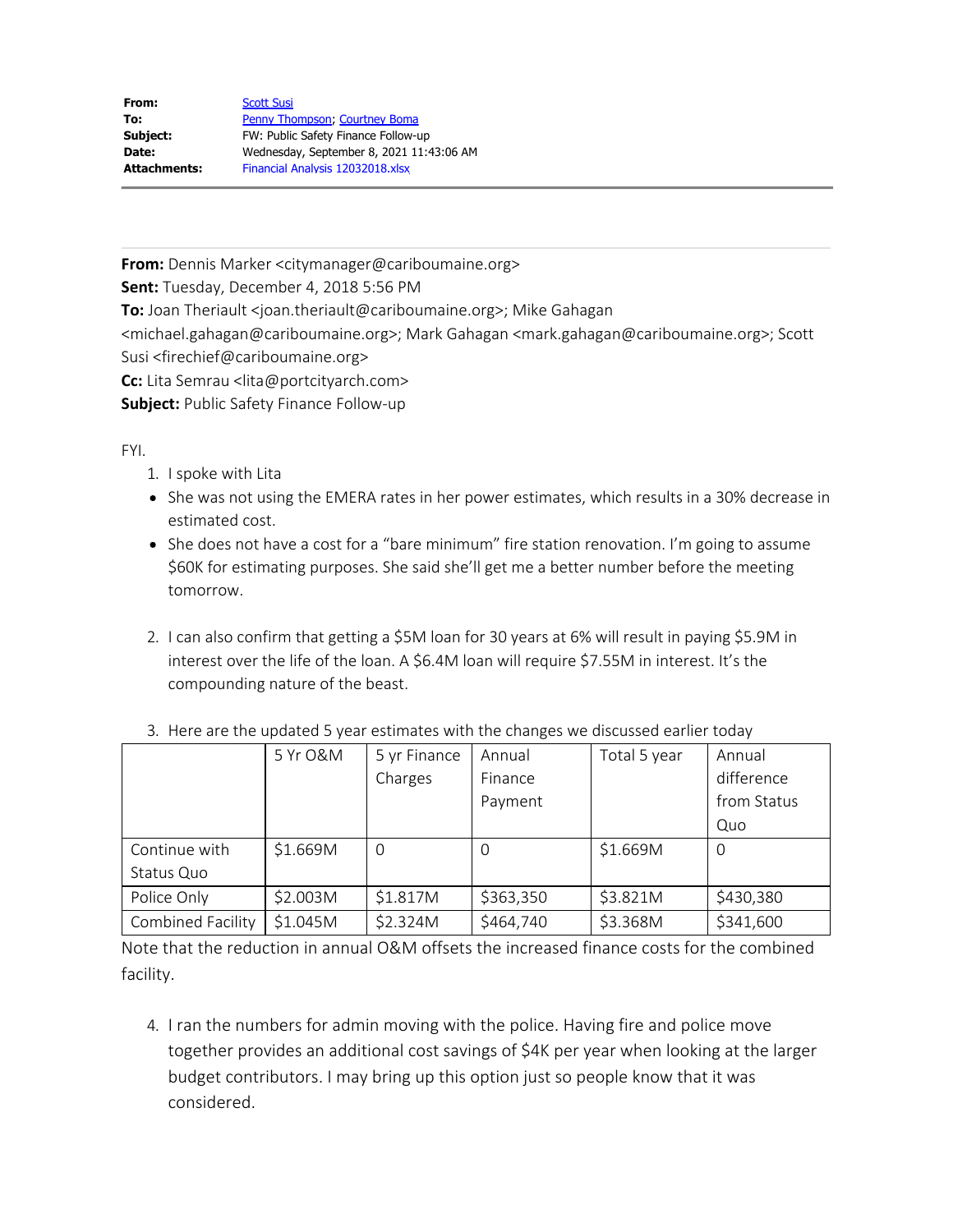| | |
|---|---|
| **From:** | Scott Susi |
| **To:** | Penny Thompson; Courtney Boma |
| **Subject:** | FW: Public Safety Finance Follow-up |
| **Date:** | Wednesday, September 8, 2021 11:43:06 AM |
| **Attachments:** | Financial Analysis 12032018.xlsx |

---

**From:** Dennis Marker <citymanager@cariboumaine.org>
**Sent:** Tuesday, December 4, 2018 5:56 PM
**To:** Joan Theriault <joan.theriault@cariboumaine.org>; Mike Gahagan <michael.gahagan@cariboumaine.org>; Mark Gahagan <mark.gahagan@cariboumaine.org>; Scott Susi <firechief@cariboumaine.org>
**Cc:** Lita Semrau <lita@portcityarch.com>
**Subject:** Public Safety Finance Follow-up

FYI.

1. I spoke with Lita
   - She was not using the EMERA rates in her power estimates, which results in a 30% decrease in estimated cost.
   - She does not have a cost for a "bare minimum" fire station renovation. I'm going to assume $60K for estimating purposes. She said she'll get me a better number before the meeting tomorrow.

2. I can also confirm that getting a $5M loan for 30 years at 6% will result in paying $5.9M in interest over the life of the loan. A $6.4M loan will require $7.55M in interest. It's the compounding nature of the beast.

3. Here are the updated 5 year estimates with the changes we discussed earlier today

| | 5 Yr O&M | 5 yr Finance Charges | Annual Finance Payment | Total 5 year | Annual difference from Status Quo |
|---|---|---|---|---|---|
| Continue with Status Quo | $1.669M | 0 | 0 | $1.669M | 0 |
| Police Only | $2.003M | $1.817M | $363,350 | $3.821M | $430,380 |
| Combined Facility | $1.045M | $2.324M | $464,740 | $3.368M | $341,600 |

Note that the reduction in annual O&M offsets the increased finance costs for the combined facility.

4. I ran the numbers for admin moving with the police. Having fire and police move together provides an additional cost savings of $4K per year when looking at the larger budget contributors. I may bring up this option just so people know that it was considered.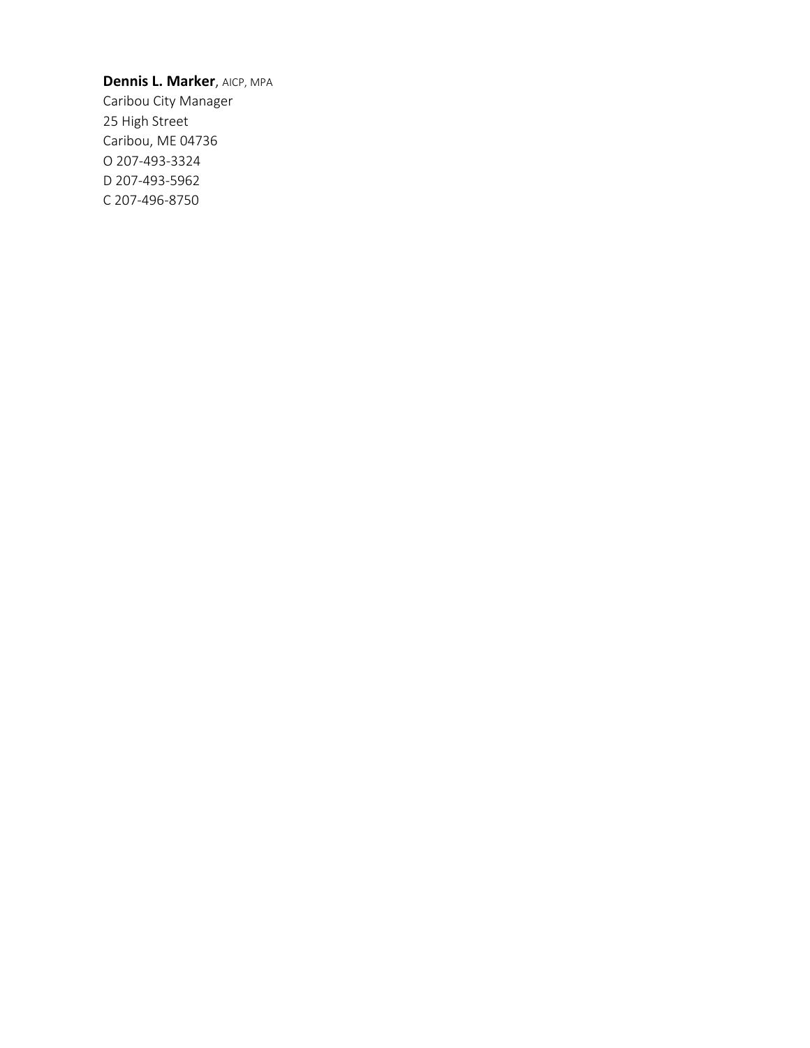**Dennis L. Marker**, AICP, MPA
Caribou City Manager
25 High Street
Caribou, ME 04736
O 207-493-3324
D 207-493-5962
C 207-496-8750